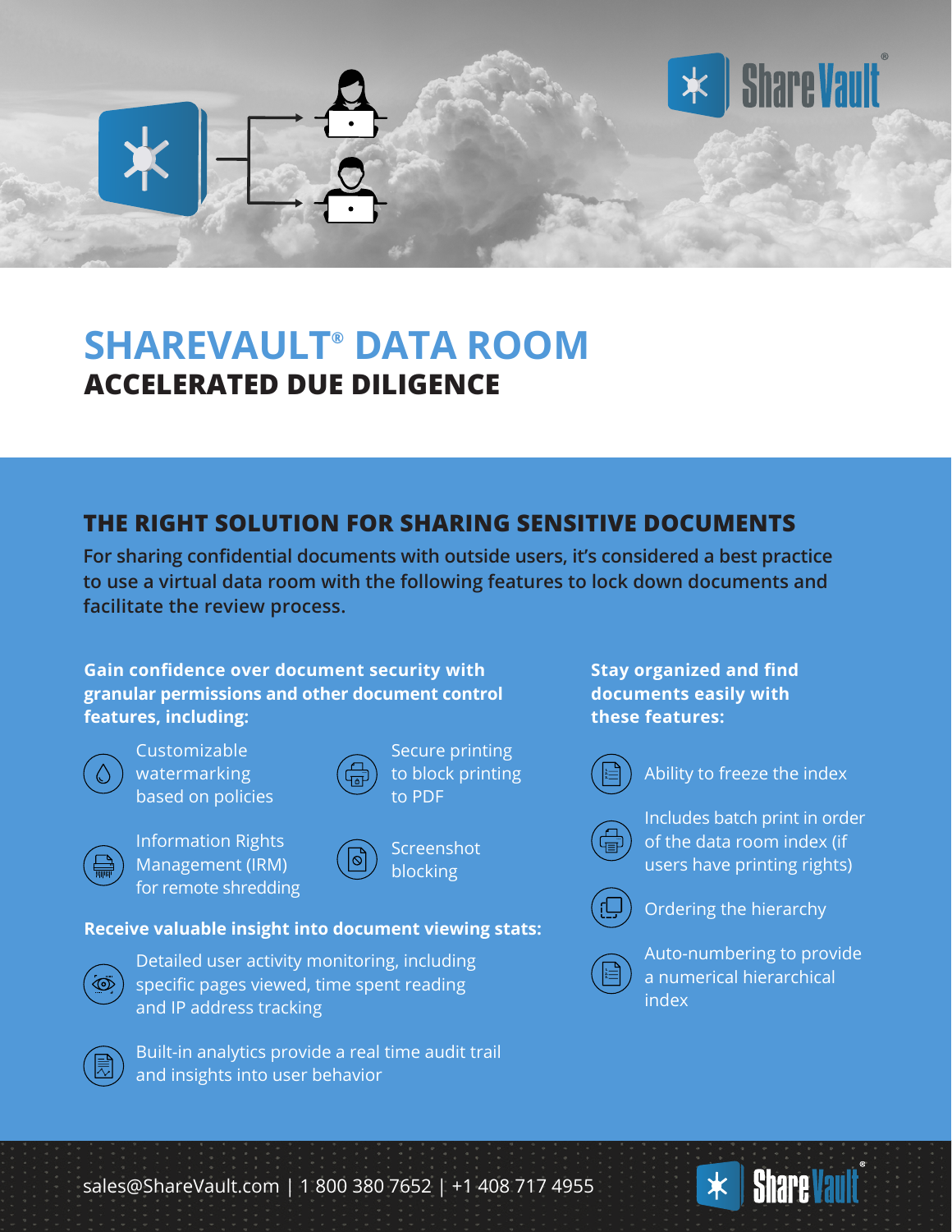# SHAREVAULT® DATA ROOM

## ACCELERATED DUE DILIGENCE

### THE RIGHT SOLUTION FOR SHARING SENSITIVE DOCUMENTS

**For sharing confidential documents with outside users, it's considered a best practice to use a virtual data room with the following features to lock down documents and facilitate the review process.**

**Gain confidence over document security with granular permissions and other document control features, including:**

- Customizable watermarking based on policies
- Secure printing to block printing to PDF
- Information Rights Management (IRM) for remote shredding
- Screenshot blocking

**Receive valuable insight into document viewing stats:**

- Detailed user activity monitoring, including specific pages viewed, time spent reading and IP address tracking
- Built-in analytics provide a real time audit trail and insights into user behavior

**Stay organized and find documents easily with these features:**

- Ability to freeze the index
- Includes batch print in order of the data room index (if users have printing rights)
- Ordering the hierarchy
- Auto-numbering to provide a numerical hierarchical index

sales@ShareVault.com | 1 800 380 7652 | +1 408 717 4955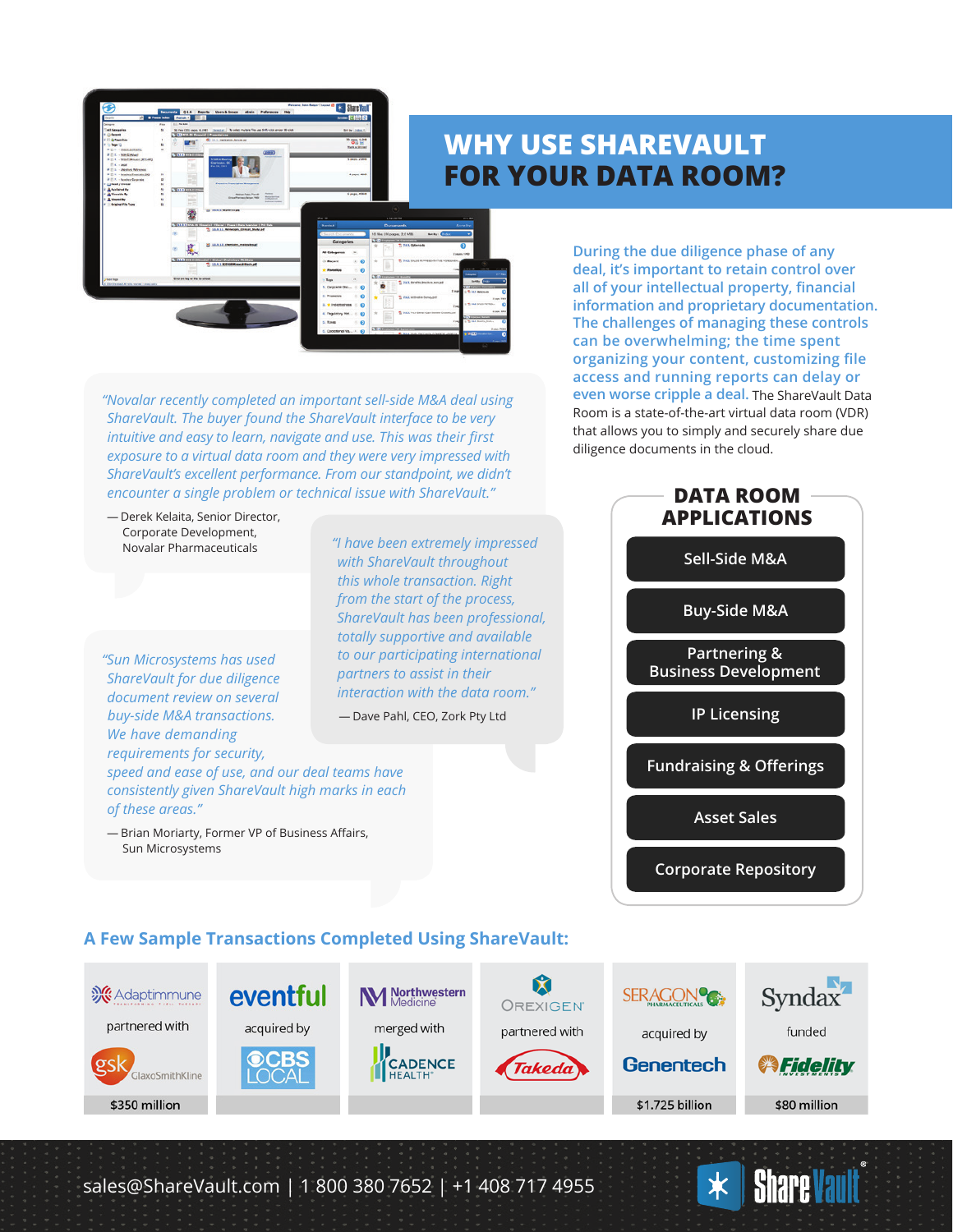# WHY USE SHAREVAULT FOR YOUR DATA ROOM?

During the due diligence phase of any deal, it's important to retain control over all of your intellectual property, financial information and proprietary documentation. The challenges of managing these controls can be overwhelming; the time spent organizing your content, customizing file access and running reports can delay or even worse cripple a deal. The ShareVault Data Room is a state-of-the-art virtual data room (VDR) that allows you to simply and securely share due diligence documents in the cloud.

*"Novalar recently completed an important sell-side M&A deal using ShareVault. The buyer found the ShareVault interface to be very intuitive and easy to learn, navigate and use. This was their first exposure to a virtual data room and they were very impressed with ShareVault's excellent performance. From our standpoint, we didn't encounter a single problem or technical issue with ShareVault."*

— Derek Kelaita, Senior Director, Corporate Development, Novalar Pharmaceuticals

*"I have been extremely impressed with ShareVault throughout this whole transaction. Right from the start of the process, ShareVault has been professional, totally supportive and available to our participating international partners to assist in their interaction with the data room."*

— Dave Pahl, CEO, Zork Pty Ltd

*"Sun Microsystems has used ShareVault for due diligence document review on several buy-side M&A transactions. We have demanding requirements for security, speed and ease of use, and our deal teams have consistently given ShareVault high marks in each of these areas."*

— Brian Moriarty, Former VP of Business Affairs, Sun Microsystems

## DATA ROOM APPLICATIONS

- Sell-Side M&A
- Buy-Side M&A
- Partnering & Business Development
- IP Licensing
- Fundraising & Offerings
- Asset Sales
- Corporate Repository

## A Few Sample Transactions Completed Using ShareVault:

| | | | | | |
|---|---|---|---|---|---|
| Adaptimmune | eventful | Northwestern Medicine | Orexigen | Seragon Pharmaceuticals | Syndax |
| partnered with | acquired by | merged with | partnered with | acquired by | funded |
| GSK GlaxoSmithKline | CBS Local | Cadence Health | Takeda | Genentech | Fidelity Investments |
| $350 million | | | | $1.725 billion | $80 million |

sales@ShareVault.com | 1 800 380 7652 | +1 408 717 4955